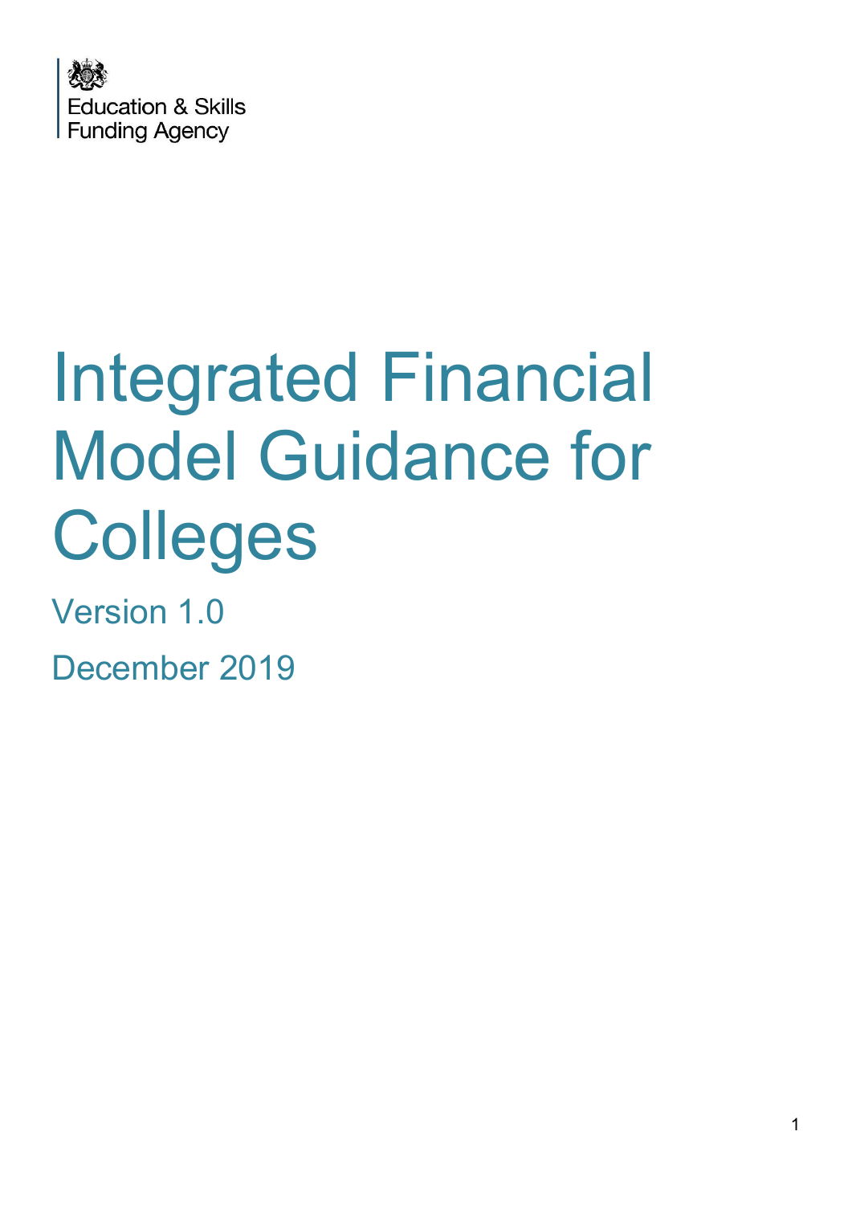Education & Skills Funding Agency

# Integrated Financial Model Guidance for Colleges

Version 1.0

December 2019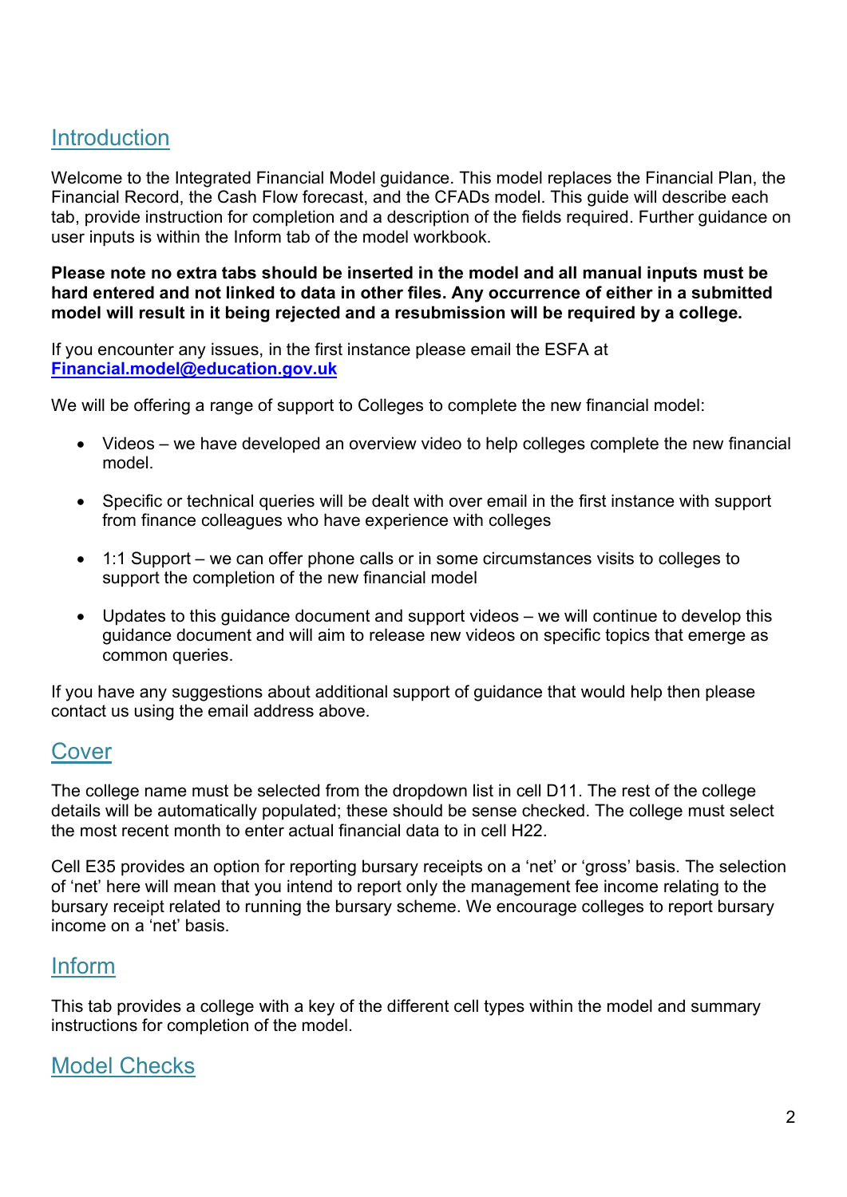## Introduction

Welcome to the Integrated Financial Model guidance. This model replaces the Financial Plan, the Financial Record, the Cash Flow forecast, and the CFADs model. This guide will describe each tab, provide instruction for completion and a description of the fields required. Further guidance on user inputs is within the Inform tab of the model workbook.

**Please note no extra tabs should be inserted in the model and all manual inputs must be hard entered and not linked to data in other files. Any occurrence of either in a submitted model will result in it being rejected and a resubmission will be required by a college.**

If you encounter any issues, in the first instance please email the ESFA at **Financial.model@education.gov.uk**

We will be offering a range of support to Colleges to complete the new financial model:

- Videos – we have developed an overview video to help colleges complete the new financial model.
- Specific or technical queries will be dealt with over email in the first instance with support from finance colleagues who have experience with colleges
- 1:1 Support – we can offer phone calls or in some circumstances visits to colleges to support the completion of the new financial model
- Updates to this guidance document and support videos – we will continue to develop this guidance document and will aim to release new videos on specific topics that emerge as common queries.

If you have any suggestions about additional support of guidance that would help then please contact us using the email address above.

## Cover

The college name must be selected from the dropdown list in cell D11. The rest of the college details will be automatically populated; these should be sense checked. The college must select the most recent month to enter actual financial data to in cell H22.

Cell E35 provides an option for reporting bursary receipts on a 'net' or 'gross' basis. The selection of 'net' here will mean that you intend to report only the management fee income relating to the bursary receipt related to running the bursary scheme. We encourage colleges to report bursary income on a 'net' basis.

## Inform

This tab provides a college with a key of the different cell types within the model and summary instructions for completion of the model.

## Model Checks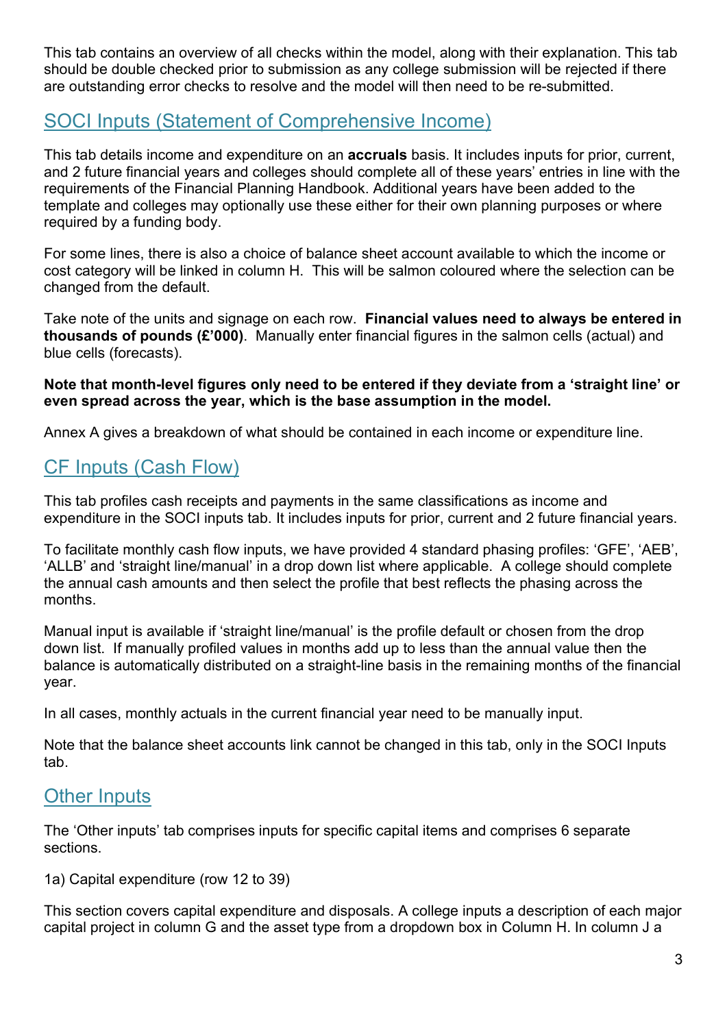This tab contains an overview of all checks within the model, along with their explanation. This tab should be double checked prior to submission as any college submission will be rejected if there are outstanding error checks to resolve and the model will then need to be re-submitted.

## SOCI Inputs (Statement of Comprehensive Income)

This tab details income and expenditure on an **accruals** basis. It includes inputs for prior, current, and 2 future financial years and colleges should complete all of these years' entries in line with the requirements of the Financial Planning Handbook. Additional years have been added to the template and colleges may optionally use these either for their own planning purposes or where required by a funding body.

For some lines, there is also a choice of balance sheet account available to which the income or cost category will be linked in column H. This will be salmon coloured where the selection can be changed from the default.

Take note of the units and signage on each row. **Financial values need to always be entered in thousands of pounds (£'000)**. Manually enter financial figures in the salmon cells (actual) and blue cells (forecasts).

**Note that month-level figures only need to be entered if they deviate from a 'straight line' or even spread across the year, which is the base assumption in the model.**

Annex A gives a breakdown of what should be contained in each income or expenditure line.

## CF Inputs (Cash Flow)

This tab profiles cash receipts and payments in the same classifications as income and expenditure in the SOCI inputs tab. It includes inputs for prior, current and 2 future financial years.

To facilitate monthly cash flow inputs, we have provided 4 standard phasing profiles: 'GFE', 'AEB', 'ALLB' and 'straight line/manual' in a drop down list where applicable. A college should complete the annual cash amounts and then select the profile that best reflects the phasing across the months.

Manual input is available if 'straight line/manual' is the profile default or chosen from the drop down list. If manually profiled values in months add up to less than the annual value then the balance is automatically distributed on a straight-line basis in the remaining months of the financial year.

In all cases, monthly actuals in the current financial year need to be manually input.

Note that the balance sheet accounts link cannot be changed in this tab, only in the SOCI Inputs tab.

## Other Inputs

The 'Other inputs' tab comprises inputs for specific capital items and comprises 6 separate sections.

1a) Capital expenditure (row 12 to 39)

This section covers capital expenditure and disposals. A college inputs a description of each major capital project in column G and the asset type from a dropdown box in Column H. In column J a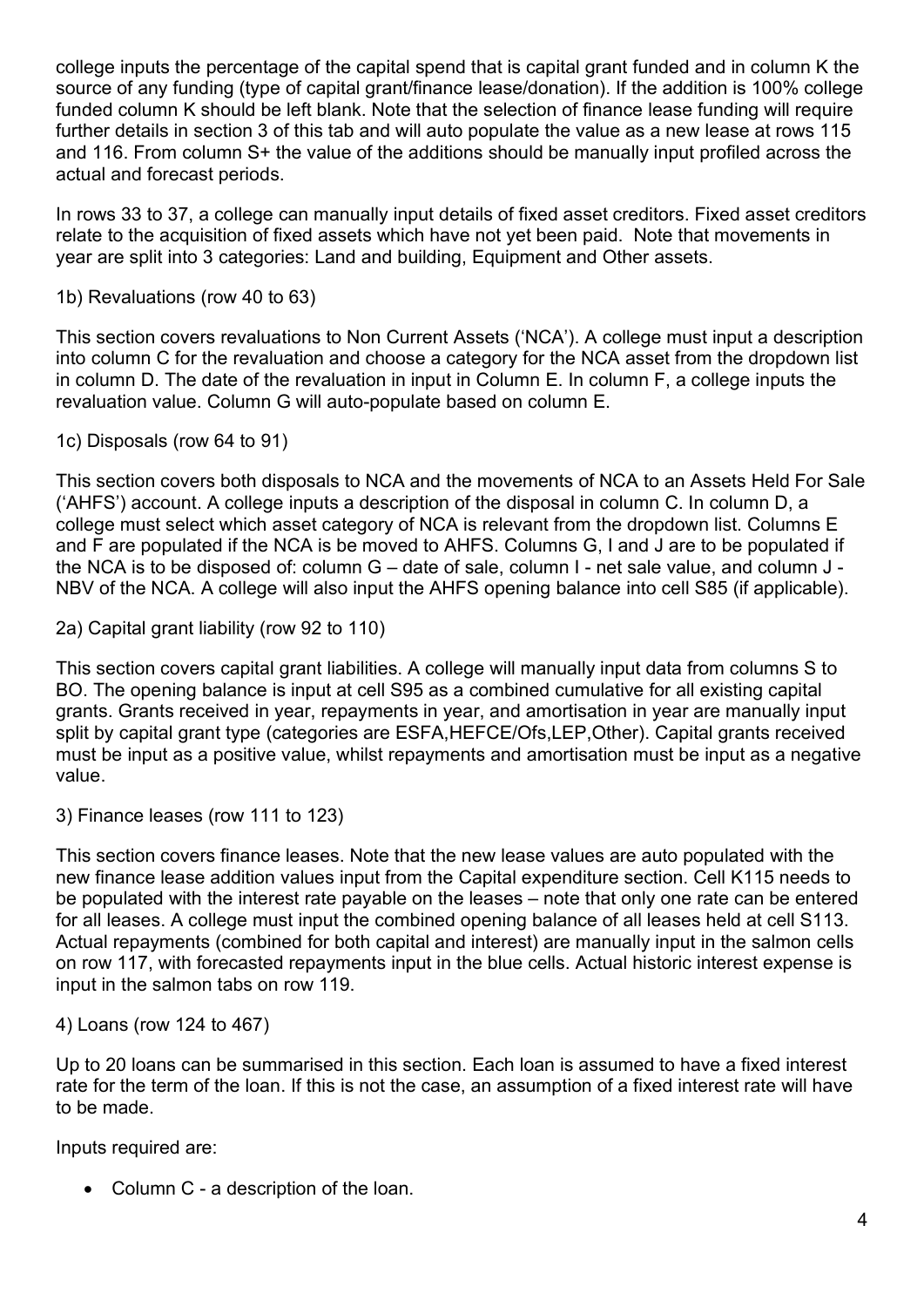college inputs the percentage of the capital spend that is capital grant funded and in column K the source of any funding (type of capital grant/finance lease/donation). If the addition is 100% college funded column K should be left blank. Note that the selection of finance lease funding will require further details in section 3 of this tab and will auto populate the value as a new lease at rows 115 and 116. From column S+ the value of the additions should be manually input profiled across the actual and forecast periods.

In rows 33 to 37, a college can manually input details of fixed asset creditors. Fixed asset creditors relate to the acquisition of fixed assets which have not yet been paid. Note that movements in year are split into 3 categories: Land and building, Equipment and Other assets.

1b) Revaluations (row 40 to 63)

This section covers revaluations to Non Current Assets ('NCA'). A college must input a description into column C for the revaluation and choose a category for the NCA asset from the dropdown list in column D. The date of the revaluation in input in Column E. In column F, a college inputs the revaluation value. Column G will auto-populate based on column E.

1c) Disposals (row 64 to 91)

This section covers both disposals to NCA and the movements of NCA to an Assets Held For Sale ('AHFS') account. A college inputs a description of the disposal in column C. In column D, a college must select which asset category of NCA is relevant from the dropdown list. Columns E and F are populated if the NCA is be moved to AHFS. Columns G, I and J are to be populated if the NCA is to be disposed of: column G – date of sale, column I - net sale value, and column J - NBV of the NCA. A college will also input the AHFS opening balance into cell S85 (if applicable).

2a) Capital grant liability (row 92 to 110)

This section covers capital grant liabilities. A college will manually input data from columns S to BO. The opening balance is input at cell S95 as a combined cumulative for all existing capital grants. Grants received in year, repayments in year, and amortisation in year are manually input split by capital grant type (categories are ESFA,HEFCE/Ofs,LEP,Other). Capital grants received must be input as a positive value, whilst repayments and amortisation must be input as a negative value.

3) Finance leases (row 111 to 123)

This section covers finance leases. Note that the new lease values are auto populated with the new finance lease addition values input from the Capital expenditure section. Cell K115 needs to be populated with the interest rate payable on the leases – note that only one rate can be entered for all leases. A college must input the combined opening balance of all leases held at cell S113. Actual repayments (combined for both capital and interest) are manually input in the salmon cells on row 117, with forecasted repayments input in the blue cells. Actual historic interest expense is input in the salmon tabs on row 119.

4) Loans (row 124 to 467)

Up to 20 loans can be summarised in this section. Each loan is assumed to have a fixed interest rate for the term of the loan. If this is not the case, an assumption of a fixed interest rate will have to be made.

Inputs required are:

- Column C - a description of the loan.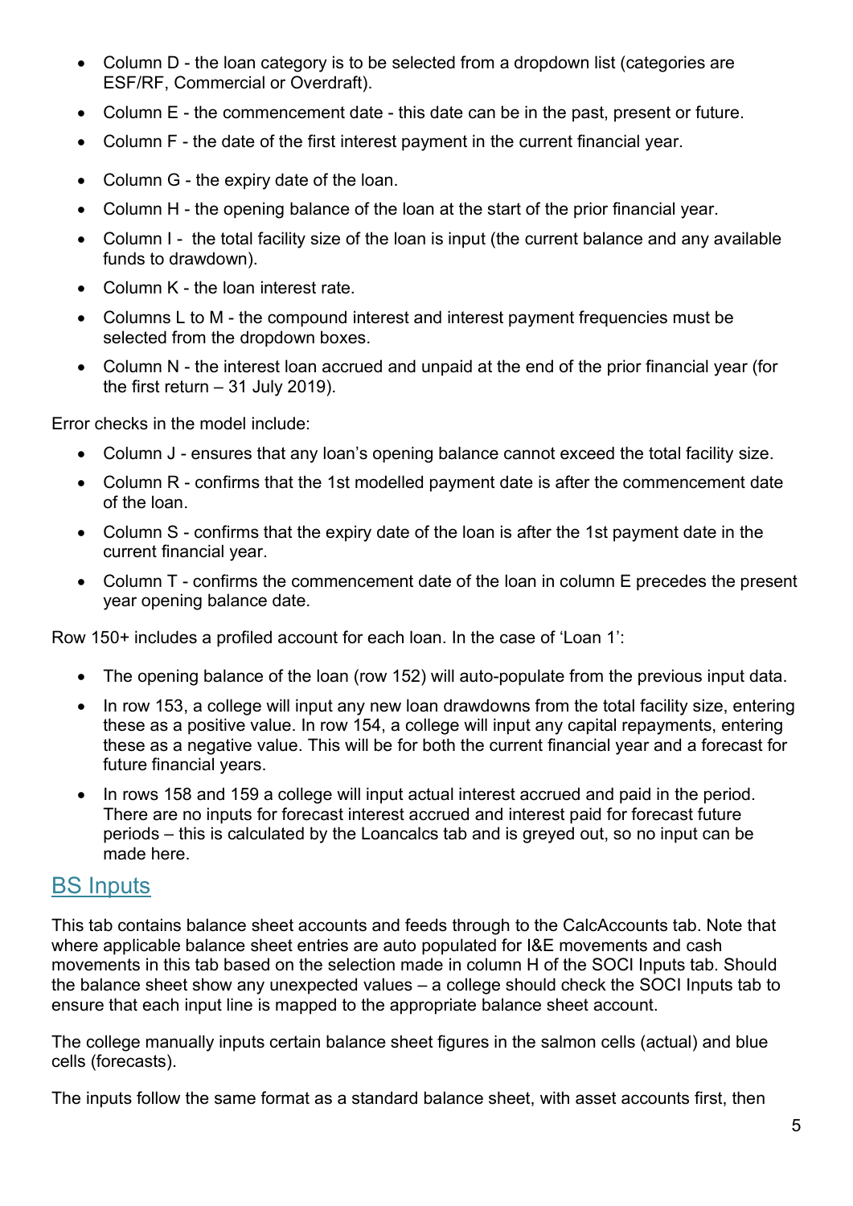- Column D - the loan category is to be selected from a dropdown list (categories are ESF/RF, Commercial or Overdraft).
- Column E - the commencement date - this date can be in the past, present or future.
- Column F - the date of the first interest payment in the current financial year.
- Column G - the expiry date of the loan.
- Column H - the opening balance of the loan at the start of the prior financial year.
- Column I - the total facility size of the loan is input (the current balance and any available funds to drawdown).
- Column K - the loan interest rate.
- Columns L to M - the compound interest and interest payment frequencies must be selected from the dropdown boxes.
- Column N - the interest loan accrued and unpaid at the end of the prior financial year (for the first return – 31 July 2019).

Error checks in the model include:

- Column J - ensures that any loan's opening balance cannot exceed the total facility size.
- Column R - confirms that the 1st modelled payment date is after the commencement date of the loan.
- Column S - confirms that the expiry date of the loan is after the 1st payment date in the current financial year.
- Column T - confirms the commencement date of the loan in column E precedes the present year opening balance date.

Row 150+ includes a profiled account for each loan. In the case of 'Loan 1':

- The opening balance of the loan (row 152) will auto-populate from the previous input data.
- In row 153, a college will input any new loan drawdowns from the total facility size, entering these as a positive value. In row 154, a college will input any capital repayments, entering these as a negative value. This will be for both the current financial year and a forecast for future financial years.
- In rows 158 and 159 a college will input actual interest accrued and paid in the period. There are no inputs for forecast interest accrued and interest paid for forecast future periods – this is calculated by the Loancalcs tab and is greyed out, so no input can be made here.

## BS Inputs

This tab contains balance sheet accounts and feeds through to the CalcAccounts tab. Note that where applicable balance sheet entries are auto populated for I&E movements and cash movements in this tab based on the selection made in column H of the SOCI Inputs tab. Should the balance sheet show any unexpected values – a college should check the SOCI Inputs tab to ensure that each input line is mapped to the appropriate balance sheet account.

The college manually inputs certain balance sheet figures in the salmon cells (actual) and blue cells (forecasts).

The inputs follow the same format as a standard balance sheet, with asset accounts first, then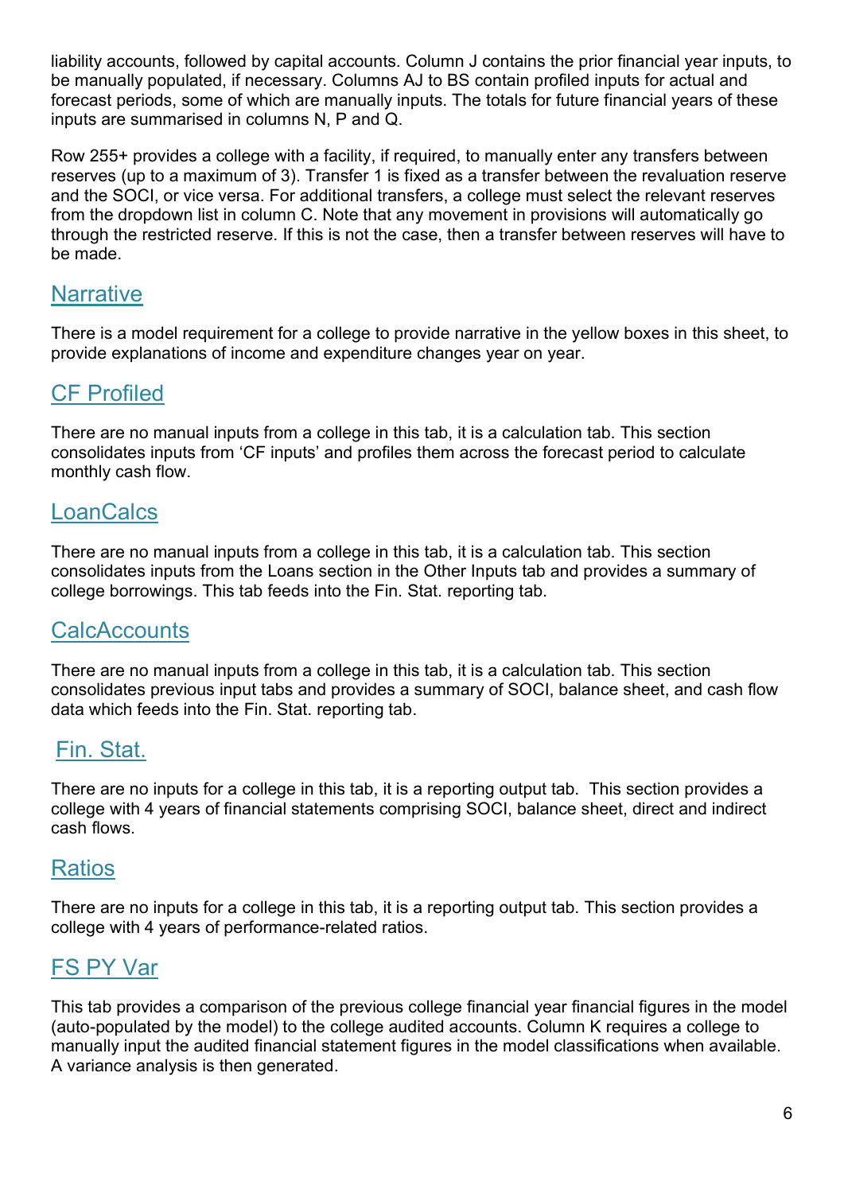liability accounts, followed by capital accounts. Column J contains the prior financial year inputs, to be manually populated, if necessary. Columns AJ to BS contain profiled inputs for actual and forecast periods, some of which are manually inputs. The totals for future financial years of these inputs are summarised in columns N, P and Q.

Row 255+ provides a college with a facility, if required, to manually enter any transfers between reserves (up to a maximum of 3). Transfer 1 is fixed as a transfer between the revaluation reserve and the SOCI, or vice versa. For additional transfers, a college must select the relevant reserves from the dropdown list in column C. Note that any movement in provisions will automatically go through the restricted reserve. If this is not the case, then a transfer between reserves will have to be made.

## Narrative

There is a model requirement for a college to provide narrative in the yellow boxes in this sheet, to provide explanations of income and expenditure changes year on year.

## CF Profiled

There are no manual inputs from a college in this tab, it is a calculation tab. This section consolidates inputs from 'CF inputs' and profiles them across the forecast period to calculate monthly cash flow.

## LoanCalcs

There are no manual inputs from a college in this tab, it is a calculation tab. This section consolidates inputs from the Loans section in the Other Inputs tab and provides a summary of college borrowings. This tab feeds into the Fin. Stat. reporting tab.

## CalcAccounts

There are no manual inputs from a college in this tab, it is a calculation tab. This section consolidates previous input tabs and provides a summary of SOCI, balance sheet, and cash flow data which feeds into the Fin. Stat. reporting tab.

## Fin. Stat.

There are no inputs for a college in this tab, it is a reporting output tab. This section provides a college with 4 years of financial statements comprising SOCI, balance sheet, direct and indirect cash flows.

## Ratios

There are no inputs for a college in this tab, it is a reporting output tab. This section provides a college with 4 years of performance-related ratios.

## FS PY Var

This tab provides a comparison of the previous college financial year financial figures in the model (auto-populated by the model) to the college audited accounts. Column K requires a college to manually input the audited financial statement figures in the model classifications when available. A variance analysis is then generated.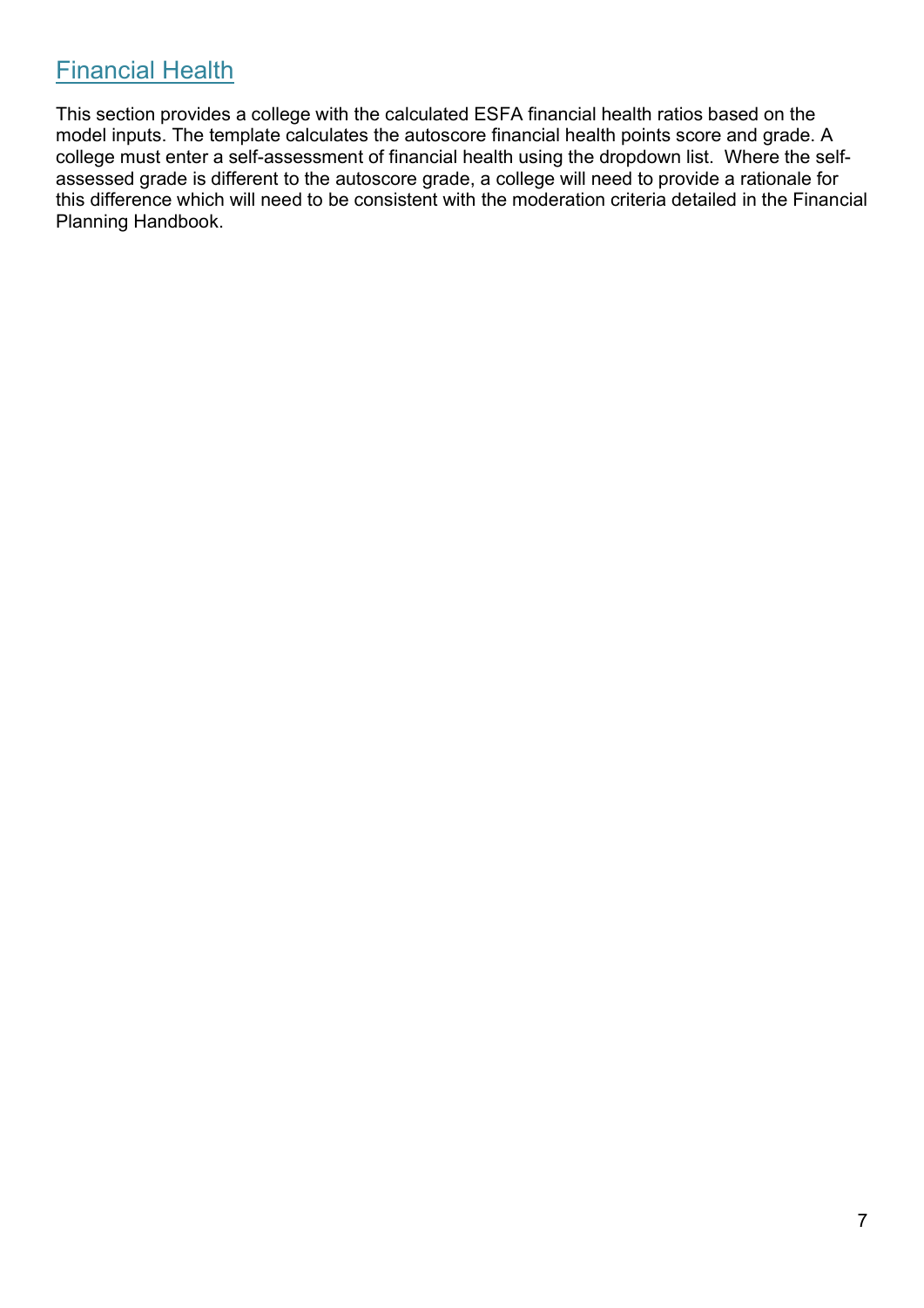## Financial Health

This section provides a college with the calculated ESFA financial health ratios based on the model inputs. The template calculates the autoscore financial health points score and grade. A college must enter a self-assessment of financial health using the dropdown list. Where the self-assessed grade is different to the autoscore grade, a college will need to provide a rationale for this difference which will need to be consistent with the moderation criteria detailed in the Financial Planning Handbook.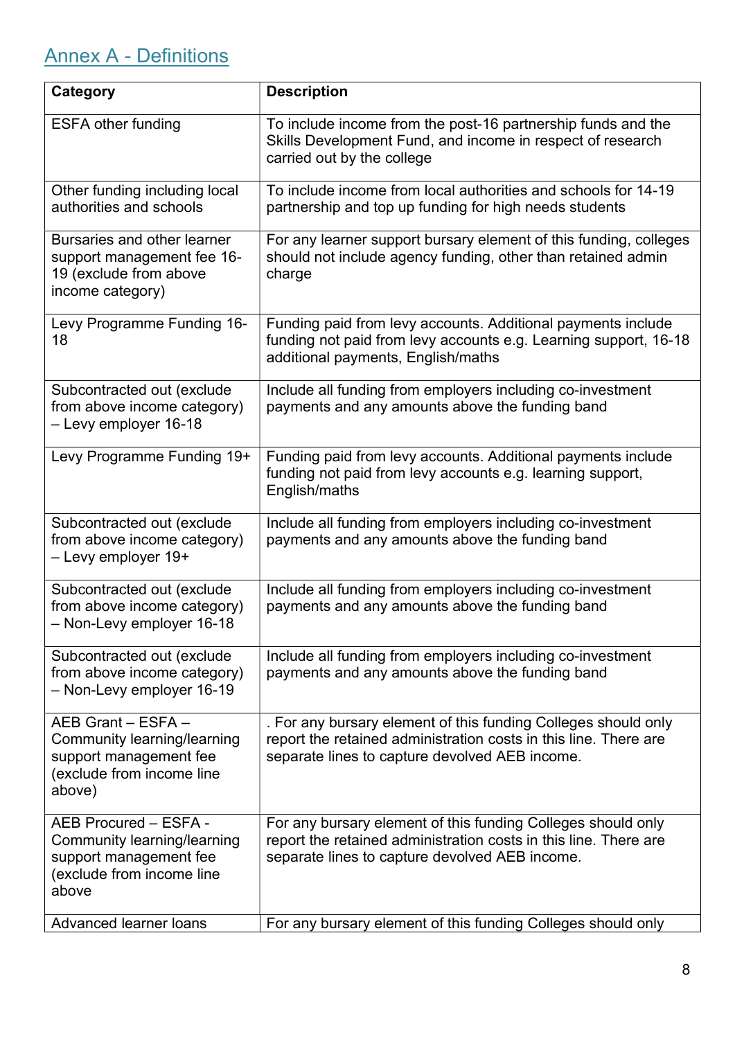## Annex A - Definitions

| Category | Description |
|---|---|
| ESFA other funding | To include income from the post-16 partnership funds and the Skills Development Fund, and income in respect of research carried out by the college |
| Other funding including local authorities and schools | To include income from local authorities and schools for 14-19 partnership and top up funding for high needs students |
| Bursaries and other learner support management fee 16-19 (exclude from above income category) | For any learner support bursary element of this funding, colleges should not include agency funding, other than retained admin charge |
| Levy Programme Funding 16-18 | Funding paid from levy accounts. Additional payments include funding not paid from levy accounts e.g. Learning support, 16-18 additional payments, English/maths |
| Subcontracted out (exclude from above income category) – Levy employer 16-18 | Include all funding from employers including co-investment payments and any amounts above the funding band |
| Levy Programme Funding 19+ | Funding paid from levy accounts. Additional payments include funding not paid from levy accounts e.g. learning support, English/maths |
| Subcontracted out (exclude from above income category) – Levy employer 19+ | Include all funding from employers including co-investment payments and any amounts above the funding band |
| Subcontracted out (exclude from above income category) – Non-Levy employer 16-18 | Include all funding from employers including co-investment payments and any amounts above the funding band |
| Subcontracted out (exclude from above income category) – Non-Levy employer 16-19 | Include all funding from employers including co-investment payments and any amounts above the funding band |
| AEB Grant – ESFA – Community learning/learning support management fee (exclude from income line above) | . For any bursary element of this funding Colleges should only report the retained administration costs in this line. There are separate lines to capture devolved AEB income. |
| AEB Procured – ESFA - Community learning/learning support management fee (exclude from income line above | For any bursary element of this funding Colleges should only report the retained administration costs in this line. There are separate lines to capture devolved AEB income. |
| Advanced learner loans | For any bursary element of this funding Colleges should only |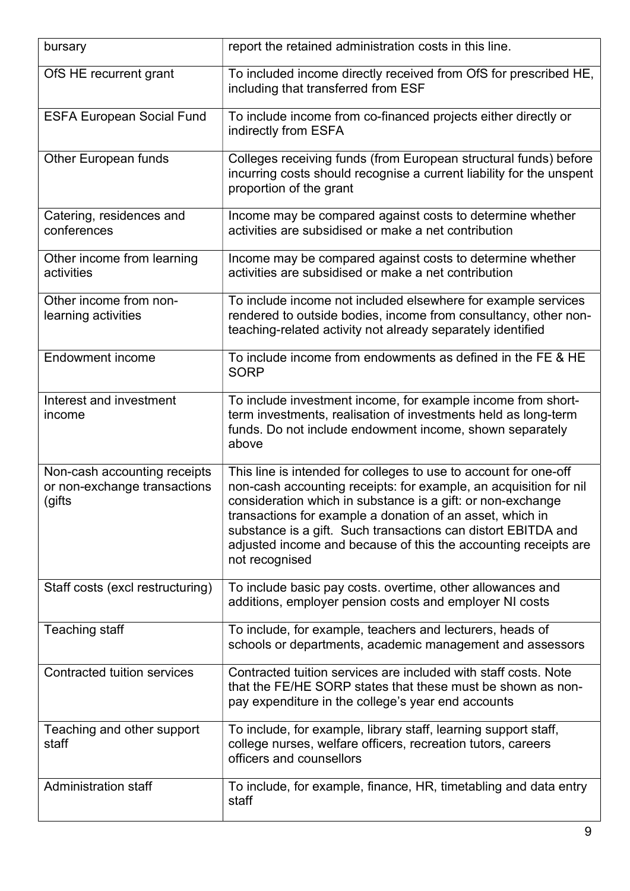| | |
|---|---|
| bursary | report the retained administration costs in this line. |
| OfS HE recurrent grant | To included income directly received from OfS for prescribed HE, including that transferred from ESF |
| ESFA European Social Fund | To include income from co-financed projects either directly or indirectly from ESFA |
| Other European funds | Colleges receiving funds (from European structural funds) before incurring costs should recognise a current liability for the unspent proportion of the grant |
| Catering, residences and conferences | Income may be compared against costs to determine whether activities are subsidised or make a net contribution |
| Other income from learning activities | Income may be compared against costs to determine whether activities are subsidised or make a net contribution |
| Other income from non-learning activities | To include income not included elsewhere for example services rendered to outside bodies, income from consultancy, other non-teaching-related activity not already separately identified |
| Endowment income | To include income from endowments as defined in the FE & HE SORP |
| Interest and investment income | To include investment income, for example income from short-term investments, realisation of investments held as long-term funds. Do not include endowment income, shown separately above |
| Non-cash accounting receipts or non-exchange transactions (gifts | This line is intended for colleges to use to account for one-off non-cash accounting receipts: for example, an acquisition for nil consideration which in substance is a gift: or non-exchange transactions for example a donation of an asset, which in substance is a gift. Such transactions can distort EBITDA and adjusted income and because of this the accounting receipts are not recognised |
| Staff costs (excl restructuring) | To include basic pay costs. overtime, other allowances and additions, employer pension costs and employer NI costs |
| Teaching staff | To include, for example, teachers and lecturers, heads of schools or departments, academic management and assessors |
| Contracted tuition services | Contracted tuition services are included with staff costs. Note that the FE/HE SORP states that these must be shown as non-pay expenditure in the college's year end accounts |
| Teaching and other support staff | To include, for example, library staff, learning support staff, college nurses, welfare officers, recreation tutors, careers officers and counsellors |
| Administration staff | To include, for example, finance, HR, timetabling and data entry staff |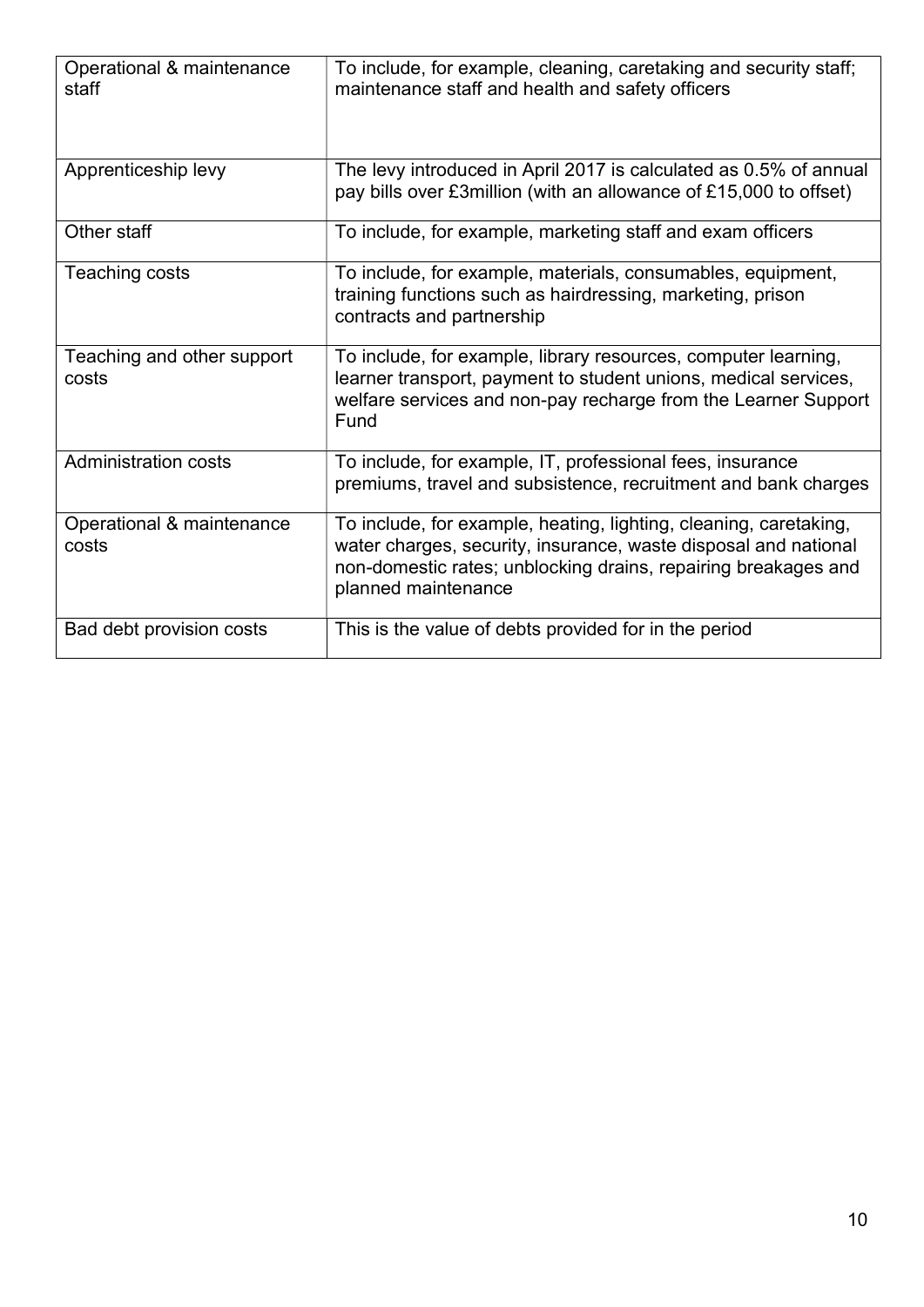| | |
|---|---|
| Operational & maintenance staff | To include, for example, cleaning, caretaking and security staff; maintenance staff and health and safety officers |
| Apprenticeship levy | The levy introduced in April 2017 is calculated as 0.5% of annual pay bills over £3million (with an allowance of £15,000 to offset) |
| Other staff | To include, for example, marketing staff and exam officers |
| Teaching costs | To include, for example, materials, consumables, equipment, training functions such as hairdressing, marketing, prison contracts and partnership |
| Teaching and other support costs | To include, for example, library resources, computer learning, learner transport, payment to student unions, medical services, welfare services and non-pay recharge from the Learner Support Fund |
| Administration costs | To include, for example, IT, professional fees, insurance premiums, travel and subsistence, recruitment and bank charges |
| Operational & maintenance costs | To include, for example, heating, lighting, cleaning, caretaking, water charges, security, insurance, waste disposal and national non-domestic rates; unblocking drains, repairing breakages and planned maintenance |
| Bad debt provision costs | This is the value of debts provided for in the period |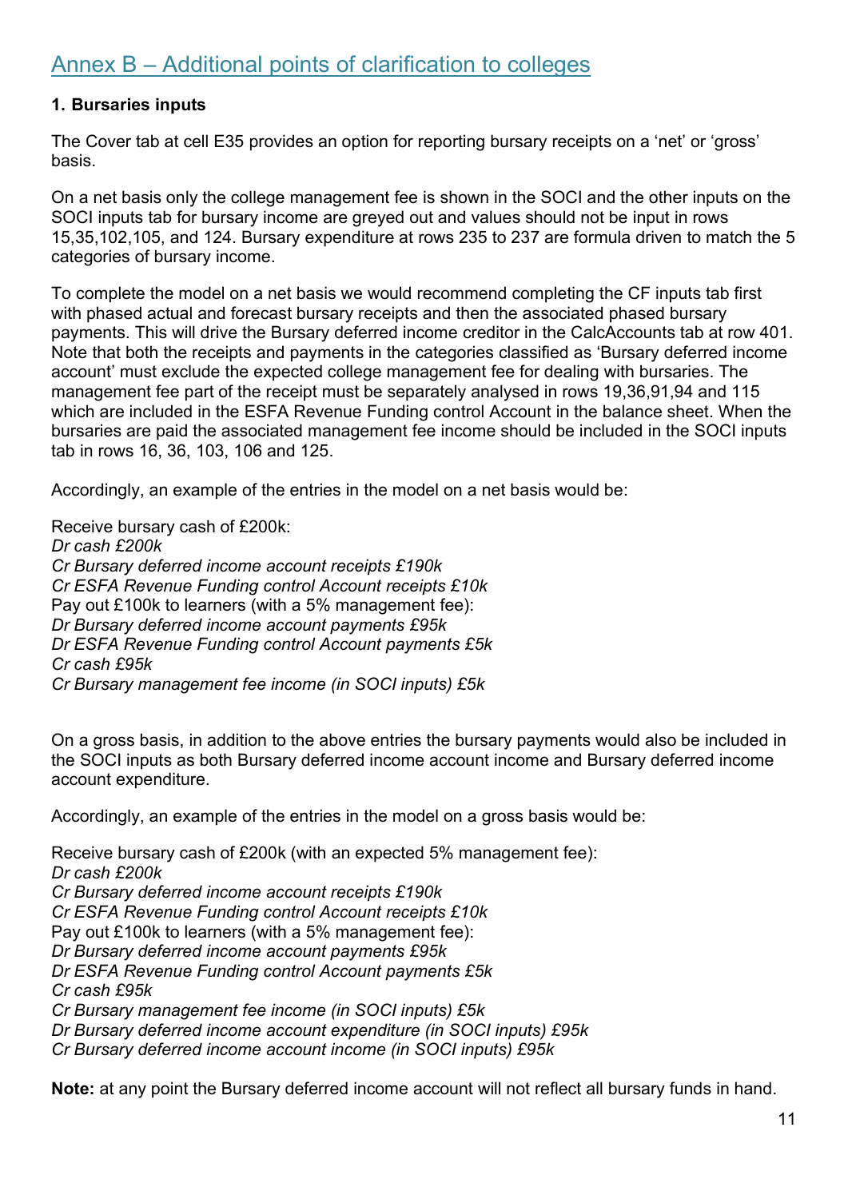## Annex B – Additional points of clarification to colleges

### 1. Bursaries inputs

The Cover tab at cell E35 provides an option for reporting bursary receipts on a 'net' or 'gross' basis.

On a net basis only the college management fee is shown in the SOCI and the other inputs on the SOCI inputs tab for bursary income are greyed out and values should not be input in rows 15,35,102,105, and 124. Bursary expenditure at rows 235 to 237 are formula driven to match the 5 categories of bursary income.

To complete the model on a net basis we would recommend completing the CF inputs tab first with phased actual and forecast bursary receipts and then the associated phased bursary payments. This will drive the Bursary deferred income creditor in the CalcAccounts tab at row 401. Note that both the receipts and payments in the categories classified as 'Bursary deferred income account' must exclude the expected college management fee for dealing with bursaries. The management fee part of the receipt must be separately analysed in rows 19,36,91,94 and 115 which are included in the ESFA Revenue Funding control Account in the balance sheet. When the bursaries are paid the associated management fee income should be included in the SOCI inputs tab in rows 16, 36, 103, 106 and 125.

Accordingly, an example of the entries in the model on a net basis would be:

Receive bursary cash of £200k:  
*Dr cash £200k*  
*Cr Bursary deferred income account receipts £190k*  
*Cr ESFA Revenue Funding control Account receipts £10k*  
Pay out £100k to learners (with a 5% management fee):  
*Dr Bursary deferred income account payments £95k*  
*Dr ESFA Revenue Funding control Account payments £5k*  
*Cr cash £95k*  
*Cr Bursary management fee income (in SOCI inputs) £5k*

On a gross basis, in addition to the above entries the bursary payments would also be included in the SOCI inputs as both Bursary deferred income account income and Bursary deferred income account expenditure.

Accordingly, an example of the entries in the model on a gross basis would be:

Receive bursary cash of £200k (with an expected 5% management fee):  
*Dr cash £200k*  
*Cr Bursary deferred income account receipts £190k*  
*Cr ESFA Revenue Funding control Account receipts £10k*  
Pay out £100k to learners (with a 5% management fee):  
*Dr Bursary deferred income account payments £95k*  
*Dr ESFA Revenue Funding control Account payments £5k*  
*Cr cash £95k*  
*Cr Bursary management fee income (in SOCI inputs) £5k*  
*Dr Bursary deferred income account expenditure (in SOCI inputs) £95k*  
*Cr Bursary deferred income account income (in SOCI inputs) £95k*

**Note:** at any point the Bursary deferred income account will not reflect all bursary funds in hand.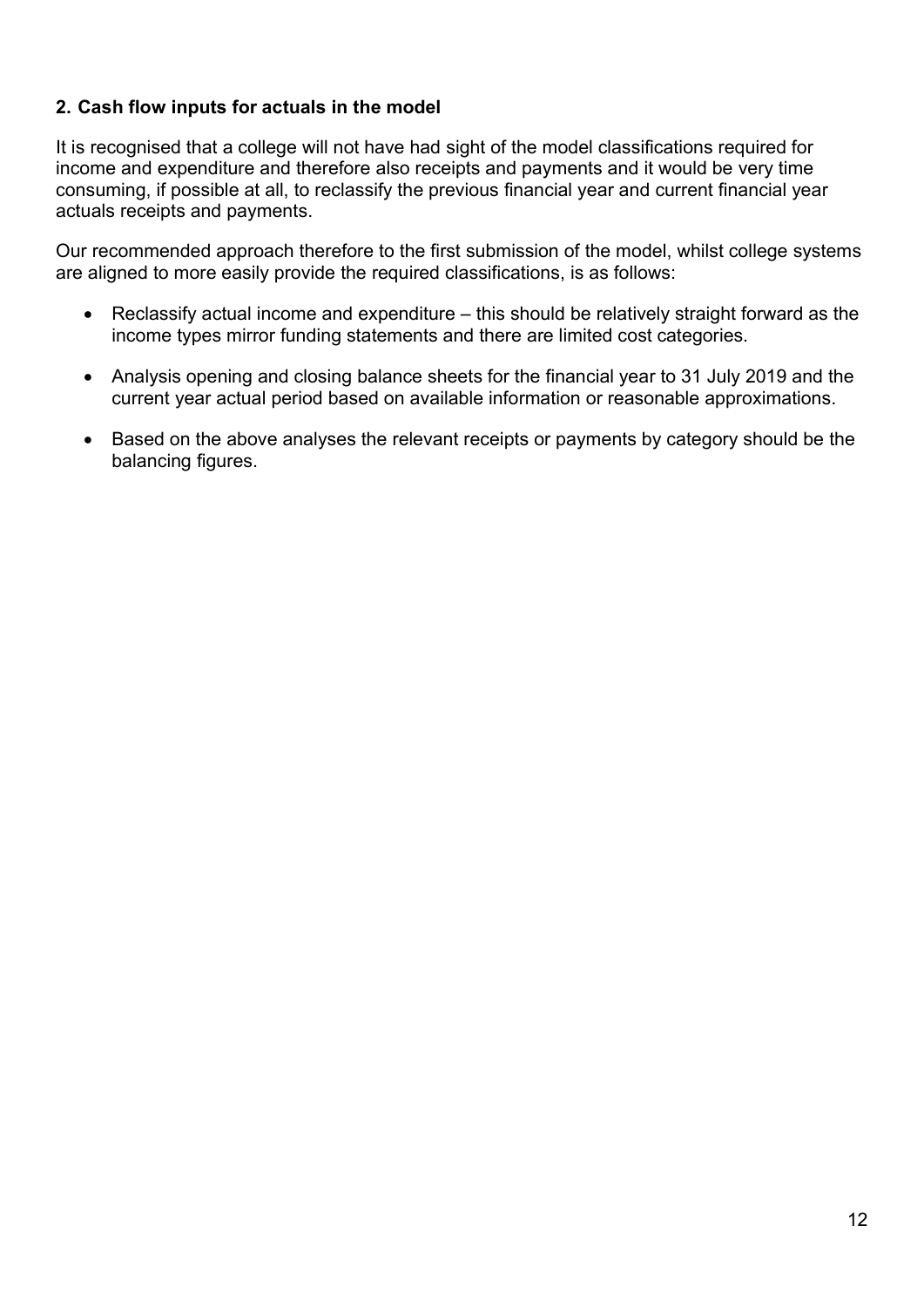### 2. Cash flow inputs for actuals in the model

It is recognised that a college will not have had sight of the model classifications required for income and expenditure and therefore also receipts and payments and it would be very time consuming, if possible at all, to reclassify the previous financial year and current financial year actuals receipts and payments.

Our recommended approach therefore to the first submission of the model, whilst college systems are aligned to more easily provide the required classifications, is as follows:

- Reclassify actual income and expenditure – this should be relatively straight forward as the income types mirror funding statements and there are limited cost categories.
- Analysis opening and closing balance sheets for the financial year to 31 July 2019 and the current year actual period based on available information or reasonable approximations.
- Based on the above analyses the relevant receipts or payments by category should be the balancing figures.